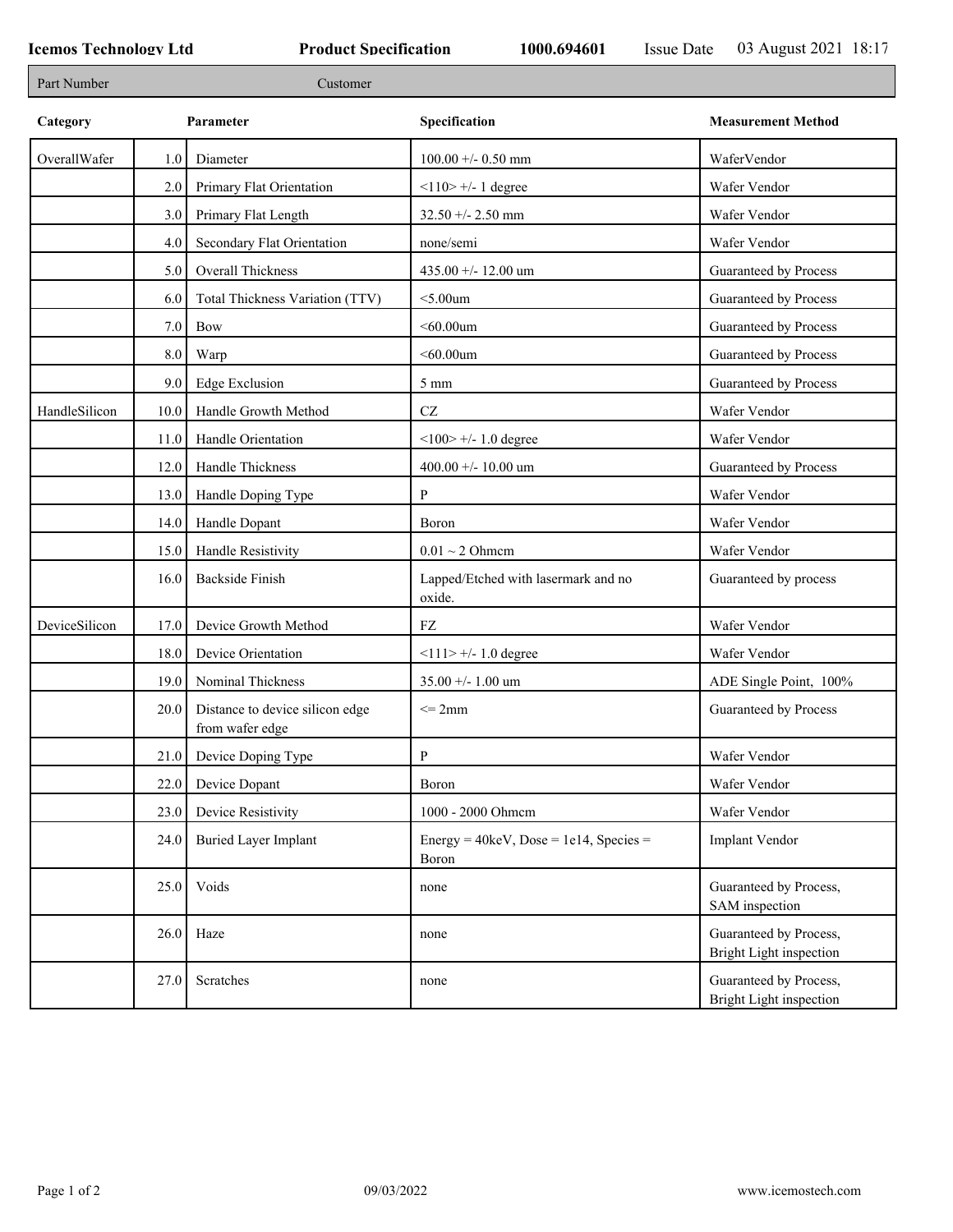**Icemos Technology Ltd** **Product Specification** **1000.694601** Issue Date 03 August 2021 18:17

| Part Number | Customer |
|---|---|

| Category | | Parameter | Specification | Measurement Method |
|---|---|---|---|---|
| OverallWafer | 1.0 | Diameter | 100.00 +/- 0.50 mm | WaferVendor |
| | 2.0 | Primary Flat Orientation | <110> +/- 1 degree | Wafer Vendor |
| | 3.0 | Primary Flat Length | 32.50 +/- 2.50 mm | Wafer Vendor |
| | 4.0 | Secondary Flat Orientation | none/semi | Wafer Vendor |
| | 5.0 | Overall Thickness | 435.00 +/- 12.00 um | Guaranteed by Process |
| | 6.0 | Total Thickness Variation (TTV) | <5.00um | Guaranteed by Process |
| | 7.0 | Bow | <60.00um | Guaranteed by Process |
| | 8.0 | Warp | <60.00um | Guaranteed by Process |
| | 9.0 | Edge Exclusion | 5 mm | Guaranteed by Process |
| HandleSilicon | 10.0 | Handle Growth Method | CZ | Wafer Vendor |
| | 11.0 | Handle Orientation | <100> +/- 1.0 degree | Wafer Vendor |
| | 12.0 | Handle Thickness | 400.00 +/- 10.00 um | Guaranteed by Process |
| | 13.0 | Handle Doping Type | P | Wafer Vendor |
| | 14.0 | Handle Dopant | Boron | Wafer Vendor |
| | 15.0 | Handle Resistivity | 0.01 ~ 2 Ohmcm | Wafer Vendor |
| | 16.0 | Backside Finish | Lapped/Etched with lasermark and no oxide. | Guaranteed by process |
| DeviceSilicon | 17.0 | Device Growth Method | FZ | Wafer Vendor |
| | 18.0 | Device Orientation | <111> +/- 1.0 degree | Wafer Vendor |
| | 19.0 | Nominal Thickness | 35.00 +/- 1.00 um | ADE Single Point, 100% |
| | 20.0 | Distance to device silicon edge from wafer edge | <= 2mm | Guaranteed by Process |
| | 21.0 | Device Doping Type | P | Wafer Vendor |
| | 22.0 | Device Dopant | Boron | Wafer Vendor |
| | 23.0 | Device Resistivity | 1000 - 2000 Ohmcm | Wafer Vendor |
| | 24.0 | Buried Layer Implant | Energy = 40keV, Dose = 1e14, Species = Boron | Implant Vendor |
| | 25.0 | Voids | none | Guaranteed by Process, SAM inspection |
| | 26.0 | Haze | none | Guaranteed by Process, Bright Light inspection |
| | 27.0 | Scratches | none | Guaranteed by Process, Bright Light inspection |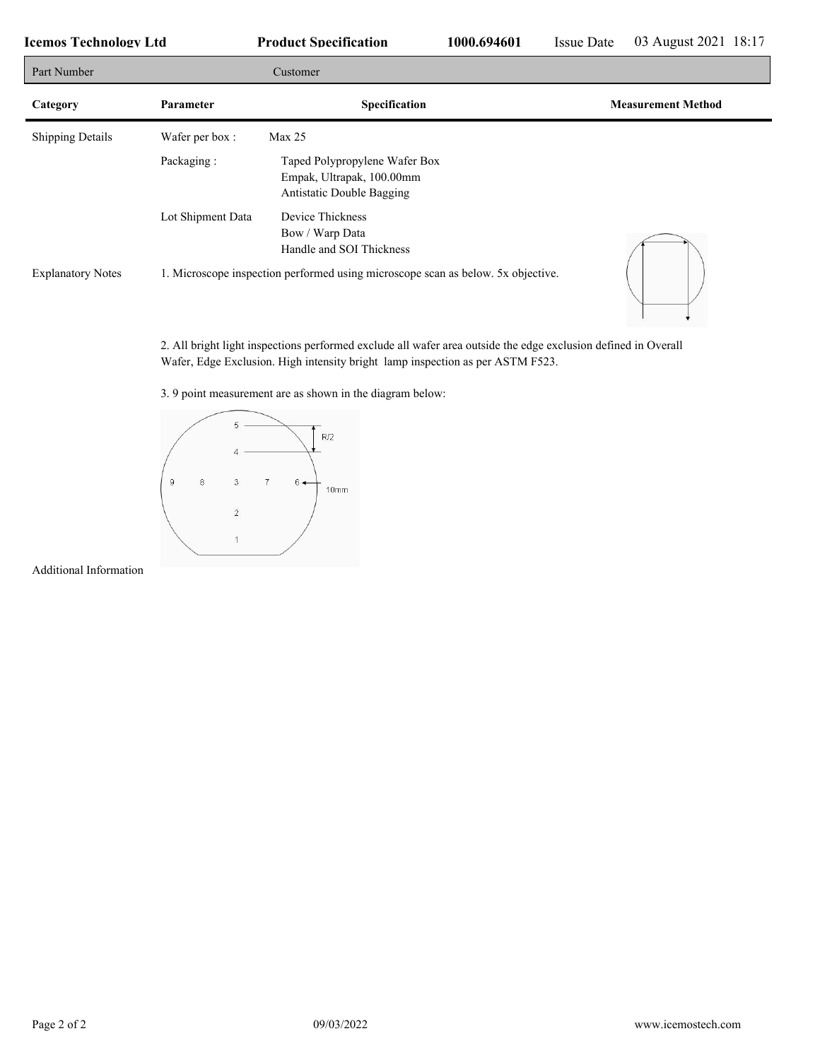| Part Number | | Customer | |
|---|---|---|---|
| **Category** | **Parameter** | **Specification** | **Measurement Method** |
| Shipping Details | Wafer per box : | Max 25 | |
| | Packaging : | Taped Polypropylene Wafer Box<br>Empak, Ultrapak, 100.00mm<br>Antistatic Double Bagging | |
| | Lot Shipment Data | Device Thickness<br>Bow / Warp Data<br>Handle and SOI Thickness | |
| Explanatory Notes | 1. Microscope inspection performed using microscope scan as below. 5x objective. | | |

2. All bright light inspections performed exclude all wafer area outside the edge exclusion defined in Overall Wafer, Edge Exclusion. High intensity bright lamp inspection as per ASTM F523.

3. 9 point measurement are as shown in the diagram below:

5
R/2
4
9 8 3 7 6
10mm
2
1

Additional Information